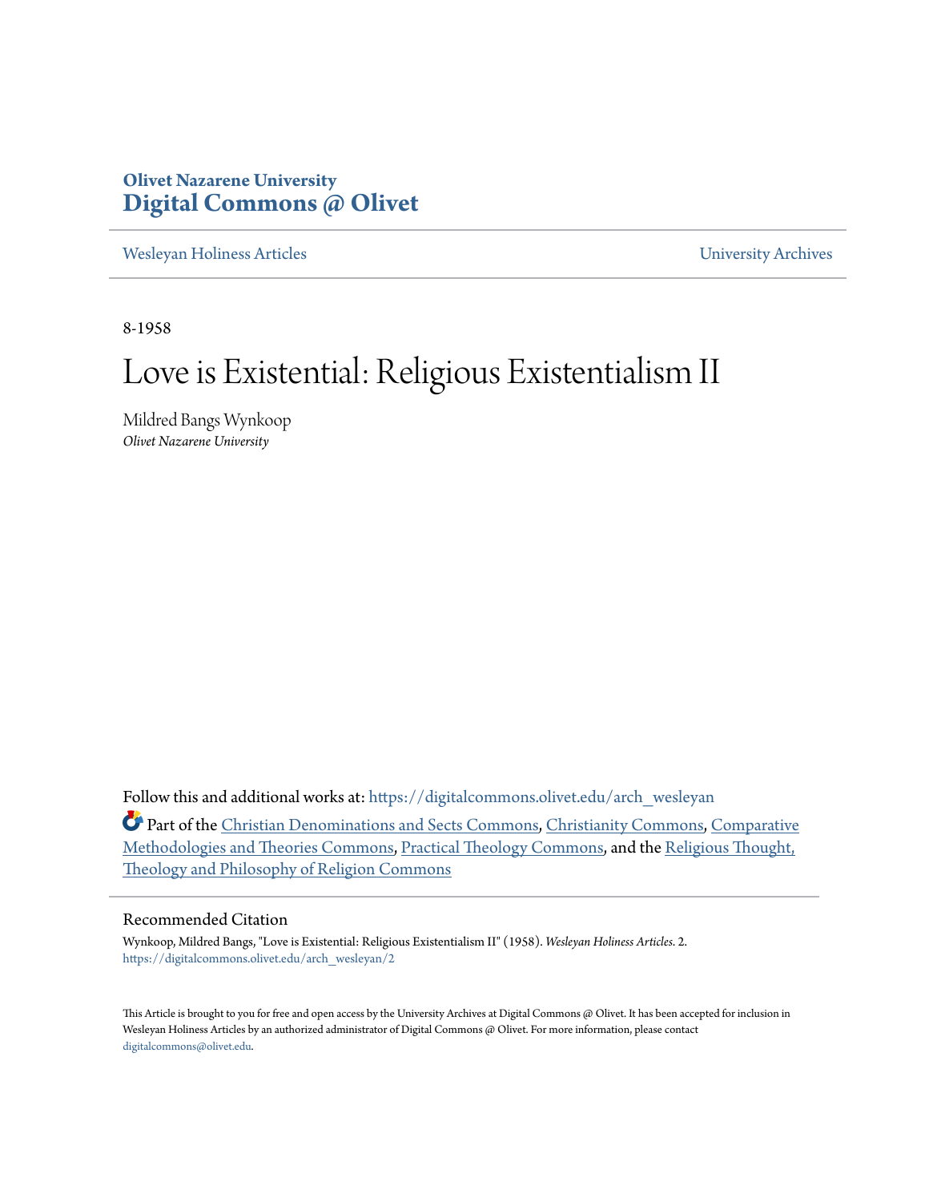Olivet Nazarene University
**Digital Commons @ Olivet**

Wesleyan Holiness Articles | University Archives

8-1958

# Love is Existential: Religious Existentialism II

Mildred Bangs Wynkoop
*Olivet Nazarene University*

Follow this and additional works at: https://digitalcommons.olivet.edu/arch_wesleyan

Part of the Christian Denominations and Sects Commons, Christianity Commons, Comparative Methodologies and Theories Commons, Practical Theology Commons, and the Religious Thought, Theology and Philosophy of Religion Commons

## Recommended Citation

Wynkoop, Mildred Bangs, "Love is Existential: Religious Existentialism II" (1958). *Wesleyan Holiness Articles*. 2.
https://digitalcommons.olivet.edu/arch_wesleyan/2

This Article is brought to you for free and open access by the University Archives at Digital Commons @ Olivet. It has been accepted for inclusion in Wesleyan Holiness Articles by an authorized administrator of Digital Commons @ Olivet. For more information, please contact digitalcommons@olivet.edu.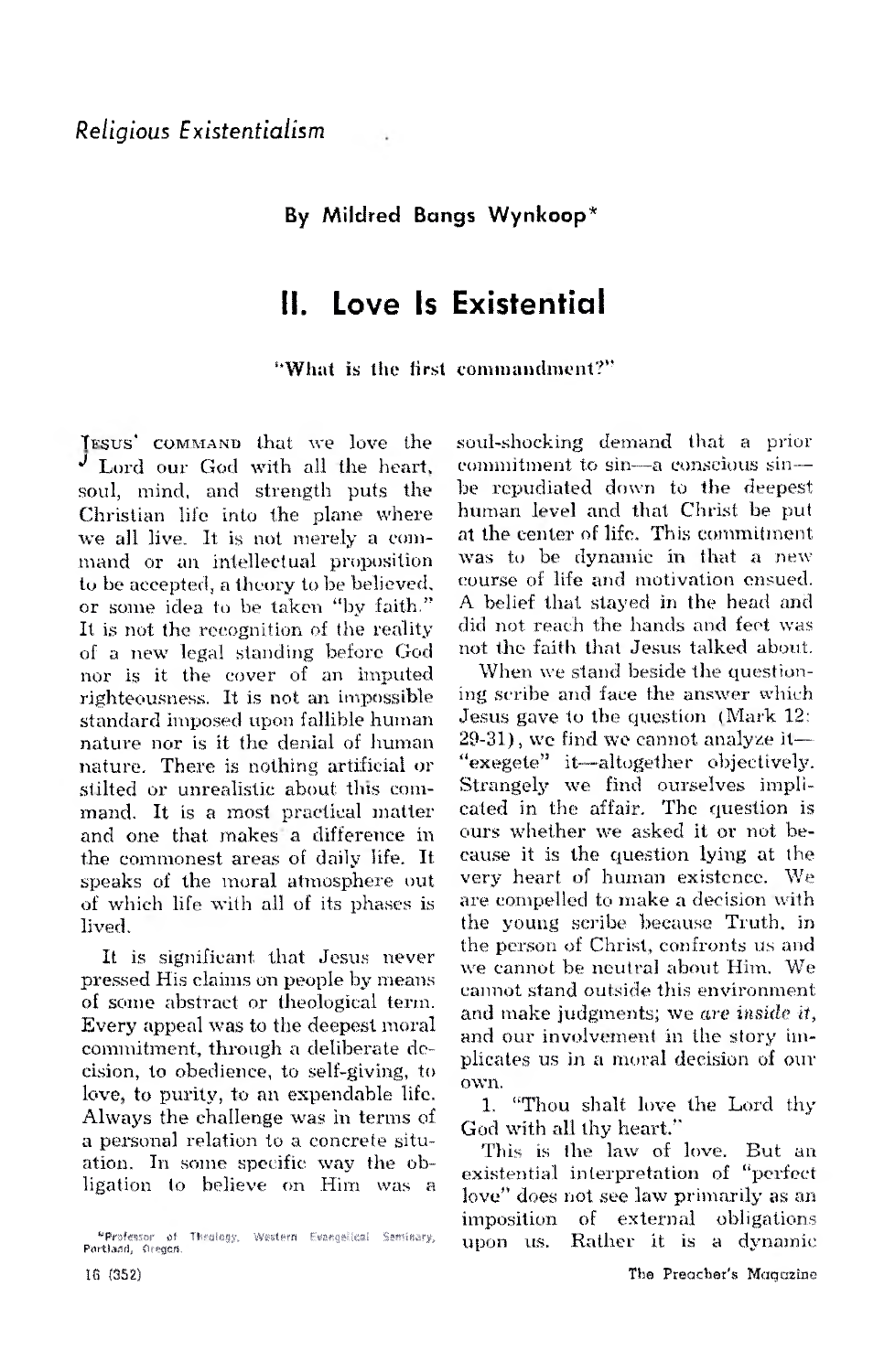*Religious Existentialism*

**By Mildred Bangs Wynkoop***

# II. Love Is Existential

**"What is the first commandment?"**

JESUS' COMMAND that we love the Lord our God with all the heart, soul, mind, and strength puts the Christian life into the plane where we all live. It is not merely a command or an intellectual proposition to be accepted, a theory to be believed, or some idea to be taken "by faith." It is not the recognition of the reality of a new legal standing before God nor is it the cover of an imputed righteousness. It is not an impossible standard imposed upon fallible human nature nor is it the denial of human nature. There is nothing artificial or stilted or unrealistic about this command. It is a most practical matter and one that makes a difference in the commonest areas of daily life. It speaks of the moral atmosphere out of which life with all of its phases is lived.

It is significant that Jesus never pressed His claims on people by means of some abstract or theological term. Every appeal was to the deepest moral commitment, through a deliberate decision, to obedience, to self-giving, to love, to purity, to an expendable life. Always the challenge was in terms of a personal relation to a concrete situation. In some specific way the obligation to believe on Him was a soul-shocking demand that a prior commitment to sin—a conscious sin—be repudiated down to the deepest human level and that Christ be put at the center of life. This commitment was to be dynamic in that a new course of life and motivation ensued. A belief that stayed in the head and did not reach the hands and feet was not the faith that Jesus talked about.

When we stand beside the questioning scribe and face the answer which Jesus gave to the question (Mark 12:29-31), we find we cannot analyze it—"exegete" it—altogether objectively. Strangely we find ourselves implicated in the affair. The question is ours whether we asked it or not because it is the question lying at the very heart of human existence. We are compelled to make a decision with the young scribe because Truth, in the person of Christ, confronts us and we cannot be neutral about Him. We cannot stand outside this environment and make judgments; we *are inside it*, and our involvement in the story implicates us in a moral decision of our own.

1. "Thou shalt love the Lord thy God with all thy heart."

This is the law of love. But an existential interpretation of "perfect love" does not see law primarily as an imposition of external obligations upon us. Rather it is a dynamic

*Professor of Theology, Western Evangelical Seminary, Portland, Oregon.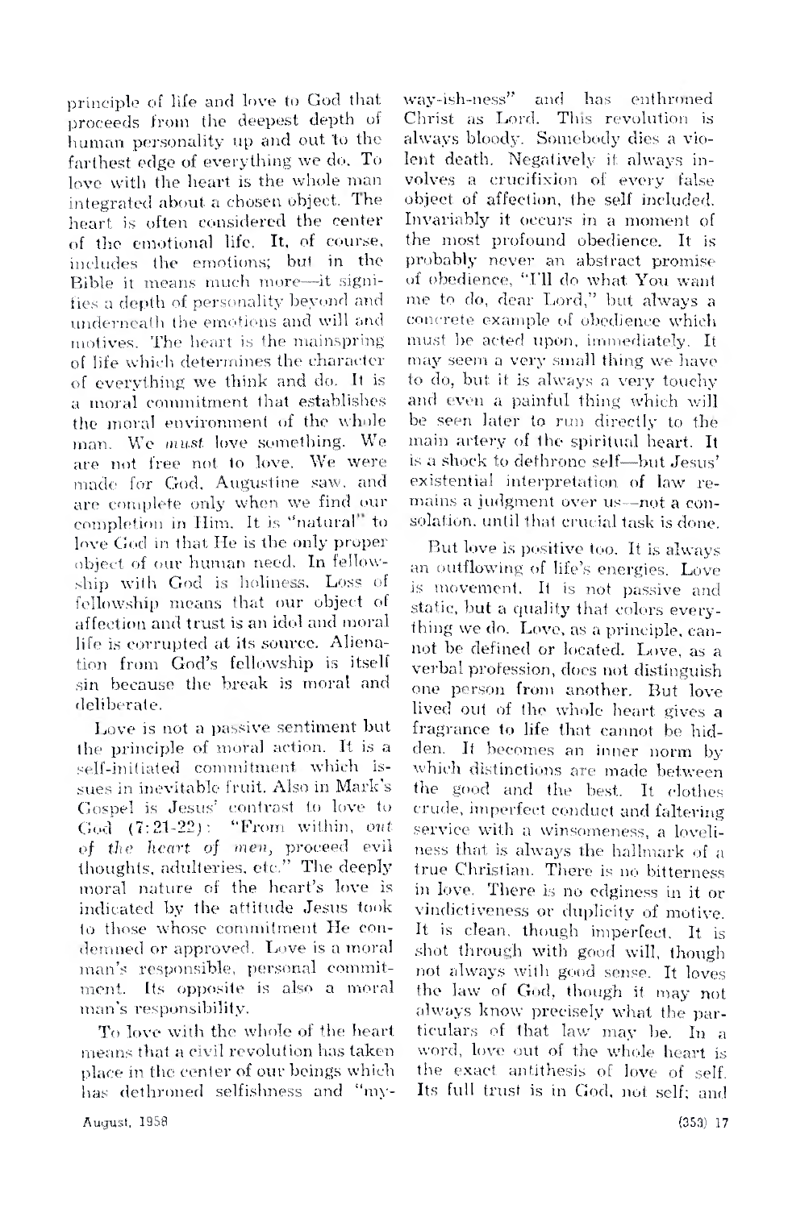principle of life and love to God that proceeds from the deepest depth of human personality up and out to the farthest edge of everything we do. To love with the heart is the whole man integrated about a chosen object. The heart is often considered the center of the emotional life. It, of course, includes the emotions; but in the Bible it means much more—it signifies a depth of personality beyond and underneath the emotions and will and motives. The heart is the mainspring of life which determines the character of everything we think and do. It is a moral commitment that establishes the moral environment of the whole man. We *must* love something. We are not free not to love. We were made for God, Augustine saw, and are complete only when we find our completion in Him. It is "natural" to love God in that He is the only proper object of our human need. In fellowship with God is holiness. Loss of fellowship means that our object of affection and trust is an idol and moral life is corrupted at its source. Alienation from God's fellowship is itself sin because the break is moral and deliberate.

Love is not a passive sentiment but the principle of moral action. It is a self-initiated commitment which issues in inevitable fruit. Also in Mark's Gospel is Jesus' contrast to love to God (7:21-22): "From within, *out of the heart of men,* proceed evil thoughts, adulteries, etc." The deeply moral nature of the heart's love is indicated by the attitude Jesus took to those whose commitment He condemned or approved. Love is a moral man's responsible, personal commitment. Its opposite is also a moral man's responsibility.

To love with the whole of the heart means that a civil revolution has taken place in the center of our beings which has dethroned selfishness and "my-way-ish-ness" and has enthroned Christ as Lord. This revolution is always bloody. Somebody dies a violent death. Negatively it always involves a crucifixion of every false object of affection, the self included. Invariably it occurs in a moment of the most profound obedience. It is probably never an abstract promise of obedience, "I'll do what You want me to do, dear Lord," but always a concrete example of obedience which must be acted upon, immediately. It may seem a very small thing we have to do, but it is always a very touchy and even a painful thing which will be seen later to run directly to the main artery of the spiritual heart. It is a shock to dethrone self—but Jesus' existential interpretation of law remains a judgment over us—not a consolation, until that crucial task is done.

But love is positive too. It is always an outflowing of life's energies. Love is movement. It is not passive and static, but a quality that colors everything we do. Love, as a principle, cannot be defined or located. Love, as a verbal profession, does not distinguish one person from another. But love lived out of the whole heart gives a fragrance to life that cannot be hidden. It becomes an inner norm by which distinctions are made between the good and the best. It clothes crude, imperfect conduct and faltering service with a winsomeness, a loveliness that is always the hallmark of a true Christian. There is no bitterness in love. There is no edginess in it or vindictiveness or duplicity of motive. It is clean, though imperfect. It is shot through with good will, though not always with good sense. It loves the law of God, though it may not always know precisely what the particulars of that law may be. In a word, love out of the whole heart is the exact antithesis of love of self. Its full trust is in God, not self; and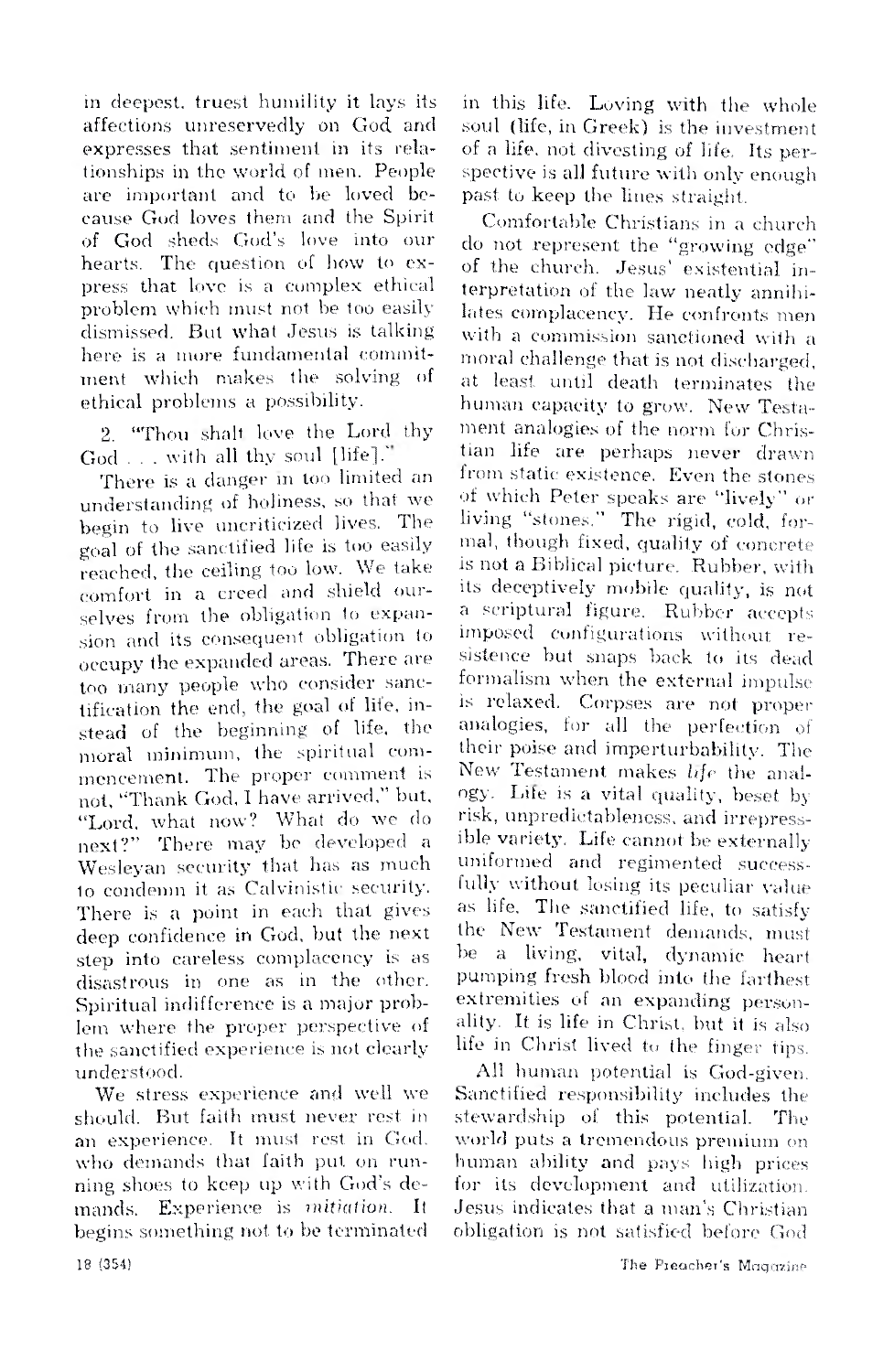in deepest, truest humility it lays its affections unreservedly on God and expresses that sentiment in its relationships in the world of men. People are important and to be loved because God loves them and the Spirit of God sheds God's love into our hearts. The question of how to express that love is a complex ethical problem which must not be too easily dismissed. But what Jesus is talking here is a more fundamental commitment which makes the solving of ethical problems a possibility.

2. "Thou shalt love the Lord thy God . . . with all thy soul [life]."

There is a danger in too limited an understanding of holiness, so that we begin to live uncriticized lives. The goal of the sanctified life is too easily reached, the ceiling too low. We take comfort in a creed and shield ourselves from the obligation to expansion and its consequent obligation to occupy the expanded areas. There are too many people who consider sanctification the end, the goal of life, instead of the beginning of life, the moral minimum, the spiritual commencement. The proper comment is not, "Thank God, I have arrived," but, "Lord, what now? What do we do next?" There may be developed a Wesleyan security that has as much to condemn it as Calvinistic security. There is a point in each that gives deep confidence in God, but the next step into careless complacency is as disastrous in one as in the other. Spiritual indifference is a major problem where the proper perspective of the sanctified experience is not clearly understood.

We stress experience and well we should. But faith must never rest in an experience. It must rest in God, who demands that faith put on running shoes to keep up with God's demands. Experience is *initiation*. It begins something not to be terminated in this life. Loving with the whole soul (life, in Greek) is the investment of a life, not divesting of life. Its perspective is all future with only enough past to keep the lines straight.

Comfortable Christians in a church do not represent the "growing edge" of the church. Jesus' existential interpretation of the law neatly annihilates complacency. He confronts men with a commission sanctioned with a moral challenge that is not discharged, at least until death terminates the human capacity to grow. New Testament analogies of the norm for Christian life are perhaps never drawn from static existence. Even the stones of which Peter speaks are "lively" or living "stones." The rigid, cold, formal, though fixed, quality of concrete is not a Biblical picture. Rubber, with its deceptively mobile quality, is not a scriptural figure. Rubber accepts imposed configurations without resistence but snaps back to its dead formalism when the external impulse is relaxed. Corpses are not proper analogies, for all the perfection of their poise and imperturbability. The New Testament makes *life* the analogy. Life is a vital quality, beset by risk, unpredictableness, and irrepressible variety. Life cannot be externally uniformed and regimented successfully without losing its peculiar value as life. The sanctified life, to satisfy the New Testament demands, must be a living, vital, dynamic heart pumping fresh blood into the farthest extremities of an expanding personality. It is life in Christ, but it is also life in Christ lived to the finger tips.

All human potential is God-given. Sanctified responsibility includes the stewardship of this potential. The world puts a tremendous premium on human ability and pays high prices for its development and utilization. Jesus indicates that a man's Christian obligation is not satisfied before God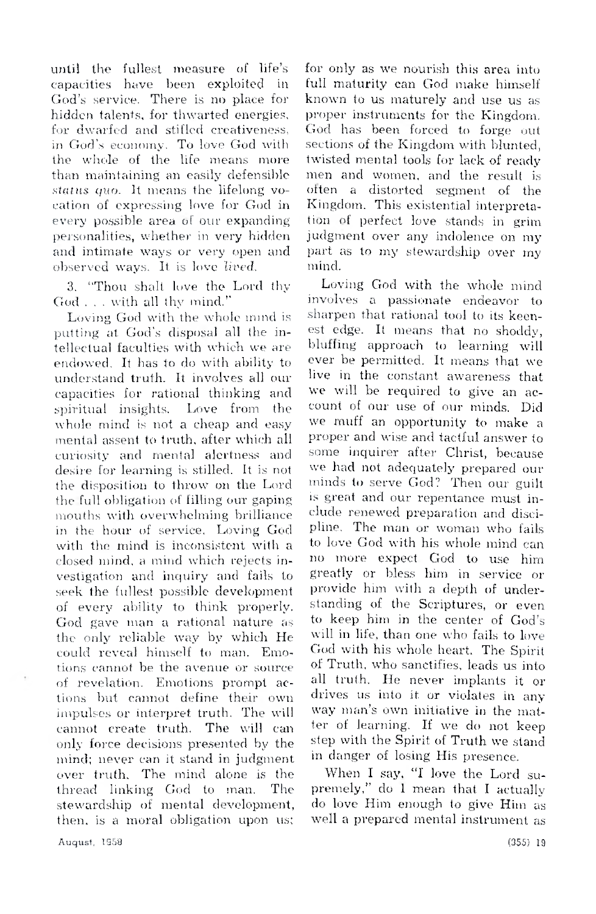until the fullest measure of life's capacities have been exploited in God's service. There is no place for hidden talents, for thwarted energies, for dwarfed and stifled creativeness, in God's economy. To love God with the whole of the life means more than maintaining an easily defensible *status quo.* It means the lifelong vocation of expressing love for God in every possible area of our expanding personalities, whether in very hidden and intimate ways or very open and observed ways. It is love *lived.*

3. "Thou shalt love the Lord thy God . . . with all thy mind."

Loving God with the whole mind is putting at God's disposal all the intellectual faculties with which we are endowed. It has to do with ability to understand truth. It involves all our capacities for rational thinking and spiritual insights. Love from the whole mind is not a cheap and easy mental assent to truth, after which all curiosity and mental alertness and desire for learning is stilled. It is not the disposition to throw on the Lord the full obligation of filling our gaping mouths with overwhelming brilliance in the hour of service. Loving God with the mind is inconsistent with a closed mind, a mind which rejects investigation and inquiry and fails to seek the fullest possible development of every ability to think properly. God gave man a rational nature as the only reliable way by which He could reveal himself to man. Emotions cannot be the avenue or source of revelation. Emotions prompt actions but cannot define their own impulses or interpret truth. The will cannot create truth. The will can only force decisions presented by the mind; never can it stand in judgment over truth. The mind alone is the thread linking God to man. The stewardship of mental development, then, is a moral obligation upon us; for only as we nourish this area into full maturity can God make himself known to us maturely and use us as proper instruments for the Kingdom. God has been forced to forge out sections of the Kingdom with blunted, twisted mental tools for lack of ready men and women, and the result is often a distorted segment of the Kingdom. This existential interpretation of perfect love stands in grim judgment over any indolence on my part as to my stewardship over my mind.

Loving God with the whole mind involves a passionate endeavor to sharpen that rational tool to its keenest edge. It means that no shoddy, bluffing approach to learning will ever be permitted. It means that we live in the constant awareness that we will be required to give an account of our use of our minds. Did we muff an opportunity to make a proper and wise and tactful answer to some inquirer after Christ, because we had not adequately prepared our minds to serve God? Then our guilt is great and our repentance must include renewed preparation and discipline. The man or woman who fails to love God with his whole mind can no more expect God to use him greatly or bless him in service or provide him with a depth of understanding of the Scriptures, or even to keep him in the center of God's will in life, than one who fails to love God with his whole heart. The Spirit of Truth, who sanctifies, leads us into all truth. He never implants it or drives us into it or violates in any way man's own initiative in the matter of learning. If we do not keep step with the Spirit of Truth we stand in danger of losing His presence.

When I say, "I love the Lord supremely," do I mean that I actually do love Him enough to give Him as well a prepared mental instrument as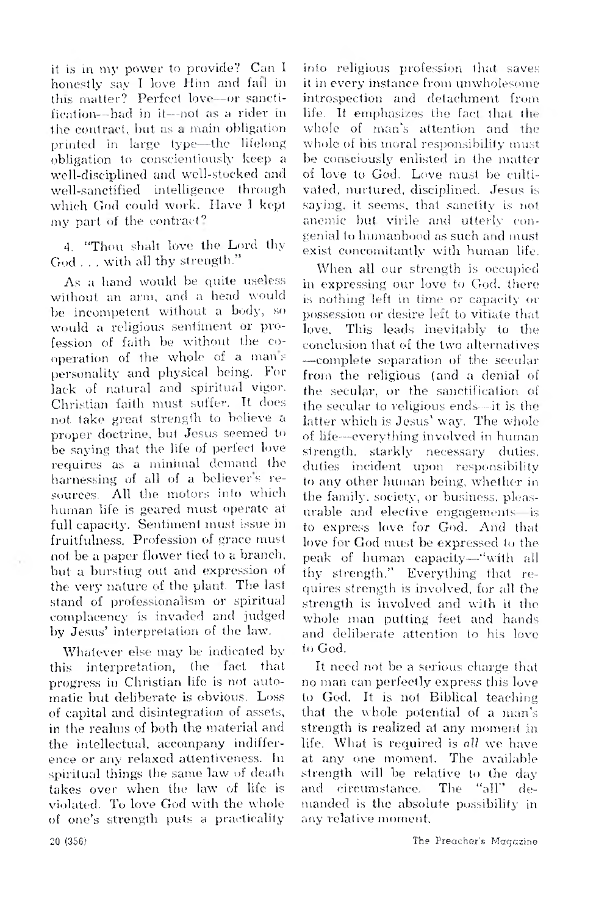it is in my power to provide? Can I honestly say I love Him and fail in this matter? Perfect love—or sanctification—had in it—not as a rider in the contract, but as a main obligation printed in large type—the lifelong obligation to conscientiously keep a well-disciplined and well-stocked and well-sanctified intelligence through which God could work. Have I kept my part of the contract?

4. "Thou shalt love the Lord thy God . . . with all thy strength."

As a hand would be quite useless without an arm, and a head would be incompetent without a body, so would a religious sentiment or profession of faith be without the cooperation of the whole of a man's personality and physical being. For lack of natural and spiritual vigor, Christian faith must suffer. It does not take great strength to believe a proper doctrine, but Jesus seemed to be saying that the life of perfect love requires as a minimal demand the harnessing of all of a believer's resources. All the motors into which human life is geared must operate at full capacity. Sentiment must issue in fruitfulness. Profession of grace must not be a paper flower tied to a branch, but a bursting out and expression of the very nature of the plant. The last stand of professionalism or spiritual complacency is invaded and judged by Jesus' interpretation of the law.

Whatever else may be indicated by this interpretation, the fact that progress in Christian life is not automatic but deliberate is obvious. Loss of capital and disintegration of assets, in the realms of both the material and the intellectual, accompany indifference or any relaxed attentiveness. In spiritual things the same law of death takes over when the law of life is violated. To love God with the whole of one's strength puts a practicality into religious profession that saves it in every instance from unwholesome introspection and detachment from life. It emphasizes the fact that the whole of man's attention and the whole of his moral responsibility must be consciously enlisted in the matter of love to God. Love must be cultivated, nurtured, disciplined. Jesus is saying, it seems, that sanctity is not anemic but virile and utterly congenial to humanhood as such and must exist concomitantly with human life.

When all our strength is occupied in expressing our love to God, there is nothing left in time or capacity or possession or desire left to vitiate that love. This leads inevitably to the conclusion that of the two alternatives—complete separation of the secular from the religious (and a denial of the secular, or the sanctification of the secular to religious ends—it is the latter which is Jesus' way. The whole of life—everything involved in human strength, starkly necessary duties, duties incident upon responsibility to any other human being, whether in the family, society, or business, pleasurable and elective engagements—is to express love for God. And that love for God must be expressed to the peak of human capacity—"with all thy strength." Everything that requires strength is involved, for all the strength is involved and with it the whole man putting feet and hands and deliberate attention to his love to God.

It need not be a serious charge that no man can perfectly express this love to God. It is not Biblical teaching that the whole potential of a man's strength is realized at any moment in life. What is required is *all* we have at any one moment. The available strength will be relative to the day and circumstance. The "all" demanded is the absolute possibility in any relative moment.